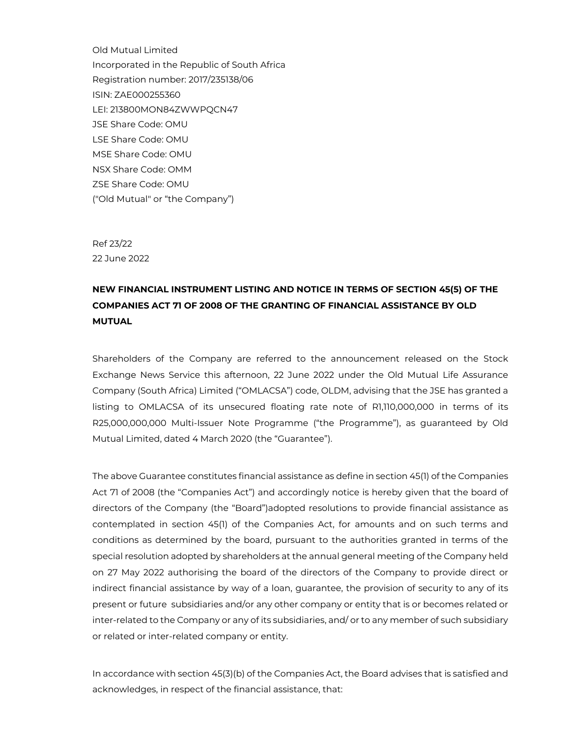Old Mutual Limited
Incorporated in the Republic of South Africa
Registration number: 2017/235138/06
ISIN: ZAE000255360
LEI: 213800MON84ZWWPQCN47
JSE Share Code: OMU
LSE Share Code: OMU
MSE Share Code: OMU
NSX Share Code: OMM
ZSE Share Code: OMU
("Old Mutual" or "the Company")

Ref 23/22
22 June 2022

**NEW FINANCIAL INSTRUMENT LISTING AND NOTICE IN TERMS OF SECTION 45(5) OF THE COMPANIES ACT 71 OF 2008 OF THE GRANTING OF FINANCIAL ASSISTANCE BY OLD MUTUAL**

Shareholders of the Company are referred to the announcement released on the Stock Exchange News Service this afternoon, 22 June 2022 under the Old Mutual Life Assurance Company (South Africa) Limited ("OMLACSA") code, OLDM, advising that the JSE has granted a listing to OMLACSA of its unsecured floating rate note of R1,110,000,000 in terms of its R25,000,000,000 Multi-Issuer Note Programme ("the Programme"), as guaranteed by Old Mutual Limited, dated 4 March 2020 (the "Guarantee").

The above Guarantee constitutes financial assistance as define in section 45(1) of the Companies Act 71 of 2008 (the "Companies Act") and accordingly notice is hereby given that the board of directors of the Company (the "Board")adopted resolutions to provide financial assistance as contemplated in section 45(1) of the Companies Act, for amounts and on such terms and conditions as determined by the board, pursuant to the authorities granted in terms of the special resolution adopted by shareholders at the annual general meeting of the Company held on 27 May 2022 authorising the board of the directors of the Company to provide direct or indirect financial assistance by way of a loan, guarantee, the provision of security to any of its present or future subsidiaries and/or any other company or entity that is or becomes related or inter-related to the Company or any of its subsidiaries, and/ or to any member of such subsidiary or related or inter-related company or entity.

In accordance with section 45(3)(b) of the Companies Act, the Board advises that is satisfied and acknowledges, in respect of the financial assistance, that: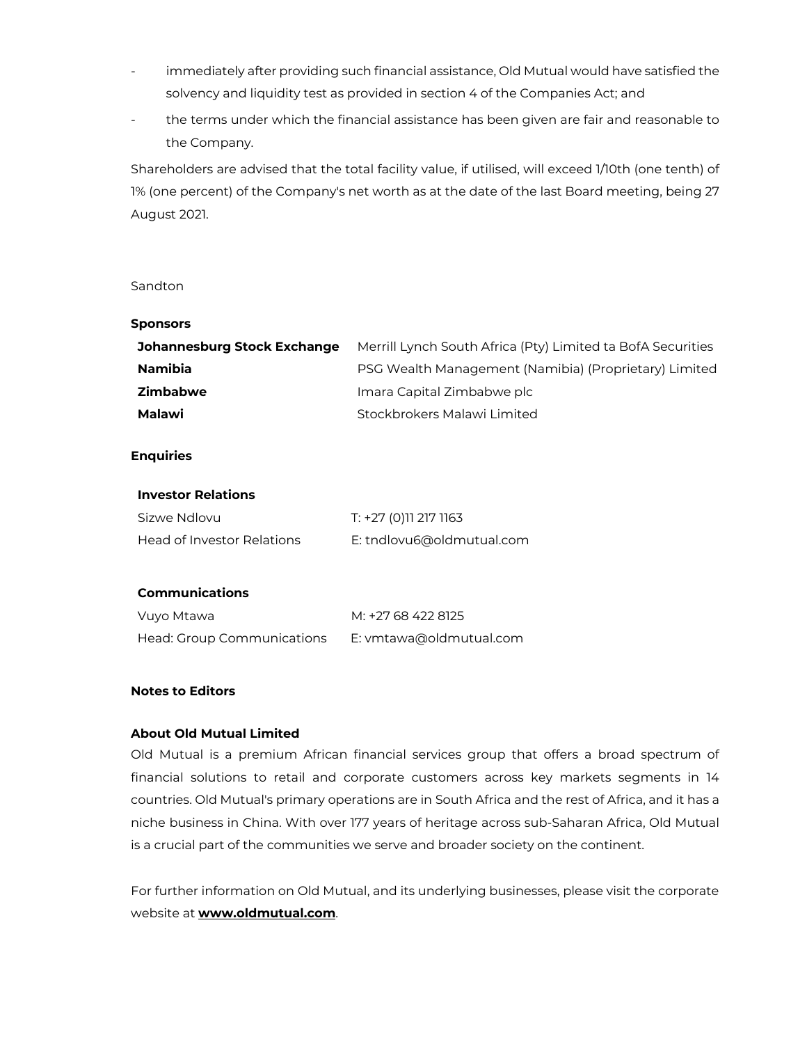- immediately after providing such financial assistance, Old Mutual would have satisfied the solvency and liquidity test as provided in section 4 of the Companies Act; and
- the terms under which the financial assistance has been given are fair and reasonable to the Company.

Shareholders are advised that the total facility value, if utilised, will exceed 1/10th (one tenth) of 1% (one percent) of the Company's net worth as at the date of the last Board meeting, being 27 August 2021.

Sandton

**Sponsors**

| | |
|---|---|
| **Johannesburg Stock Exchange** | Merrill Lynch South Africa (Pty) Limited ta BofA Securities |
| **Namibia** | PSG Wealth Management (Namibia) (Proprietary) Limited |
| **Zimbabwe** | Imara Capital Zimbabwe plc |
| **Malawi** | Stockbrokers Malawi Limited |

**Enquiries**

**Investor Relations**

| | |
|---|---|
| Sizwe Ndlovu | T: +27 (0)11 217 1163 |
| Head of Investor Relations | E: tndlovu6@oldmutual.com |

**Communications**

| | |
|---|---|
| Vuyo Mtawa | M: +27 68 422 8125 |
| Head: Group Communications | E: vmtawa@oldmutual.com |

**Notes to Editors**

**About Old Mutual Limited**

Old Mutual is a premium African financial services group that offers a broad spectrum of financial solutions to retail and corporate customers across key markets segments in 14 countries. Old Mutual's primary operations are in South Africa and the rest of Africa, and it has a niche business in China. With over 177 years of heritage across sub-Saharan Africa, Old Mutual is a crucial part of the communities we serve and broader society on the continent.

For further information on Old Mutual, and its underlying businesses, please visit the corporate website at **www.oldmutual.com**.